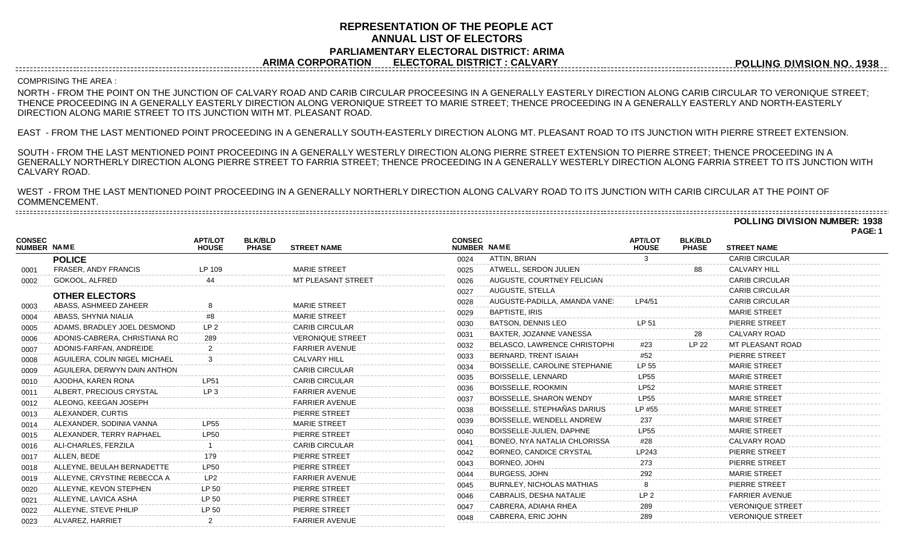# REPRESENTATION OF THE PEOPLE ACT
## ANNUAL LIST OF ELECTORS
### PARLIAMENTARY ELECTORAL DISTRICT: ARIMA
### ARIMA CORPORATION ELECTORAL DISTRICT : CALVARY

**POLLING DIVISION NO. 1938**

COMPRISING THE AREA :

NORTH - FROM THE POINT ON THE JUNCTION OF CALVARY ROAD AND CARIB CIRCULAR PROCEESING IN A GENERALLY EASTERLY DIRECTION ALONG CARIB CIRCULAR TO VERONIQUE STREET; THENCE PROCEEDING IN A GENERALLY EASTERLY DIRECTION ALONG VERONIQUE STREET TO MARIE STREET; THENCE PROCEEDING IN A GENERALLY EASTERLY AND NORTH-EASTERLY DIRECTION ALONG MARIE STREET TO ITS JUNCTION WITH MT. PLEASANT ROAD.

EAST - FROM THE LAST MENTIONED POINT PROCEEDING IN A GENERALLY SOUTH-EASTERLY DIRECTION ALONG MT. PLEASANT ROAD TO ITS JUNCTION WITH PIERRE STREET EXTENSION.

SOUTH - FROM THE LAST MENTIONED POINT PROCEEDING IN A GENERALLY WESTERLY DIRECTION ALONG PIERRE STREET EXTENSION TO PIERRE STREET; THENCE PROCEEDING IN A GENERALLY NORTHERLY DIRECTION ALONG PIERRE STREET TO FARRIA STREET; THENCE PROCEEDING IN A GENERALLY WESTERLY DIRECTION ALONG FARRIA STREET TO ITS JUNCTION WITH CALVARY ROAD.

WEST - FROM THE LAST MENTIONED POINT PROCEEDING IN A GENERALLY NORTHERLY DIRECTION ALONG CALVARY ROAD TO ITS JUNCTION WITH CARIB CIRCULAR AT THE POINT OF COMMENCEMENT.

**POLLING DIVISION NUMBER: 1938**

| CONSEC NUMBER | NAME | APT/LOT HOUSE | BLK/BLD PHASE | STREET NAME |
|---|---|---|---|---|
| | **POLICE** | | | |
| 0001 | FRASER, ANDY FRANCIS | LP 109 | | MARIE STREET |
| 0002 | GOKOOL, ALFRED | 44 | | MT PLEASANT STREET |
| | **OTHER ELECTORS** | | | |
| 0003 | ABASS, ASHMEED ZAHEER | 8 | | MARIE STREET |
| 0004 | ABASS, SHYNIA NIALIA | #8 | | MARIE STREET |
| 0005 | ADAMS, BRADLEY JOEL DESMOND | LP 2 | | CARIB CIRCULAR |
| 0006 | ADONIS-CABRERA, CHRISTIANA RO | 289 | | VERONIQUE STREET |
| 0007 | ADONIS-FARFAN, ANDREIDE | 2 | | FARRIER AVENUE |
| 0008 | AGUILERA, COLIN NIGEL MICHAEL | 3 | | CALVARY HILL |
| 0009 | AGUILERA, DERWYN DAIN ANTHON | | | CARIB CIRCULAR |
| 0010 | AJODHA, KAREN RONA | LP51 | | CARIB CIRCULAR |
| 0011 | ALBERT, PRECIOUS CRYSTAL | LP 3 | | FARRIER AVENUE |
| 0012 | ALEONG, KEEGAN JOSEPH | | | FARRIER AVENUE |
| 0013 | ALEXANDER, CURTIS | | | PIERRE STREET |
| 0014 | ALEXANDER, SODINIA VANNA | LP55 | | MARIE STREET |
| 0015 | ALEXANDER, TERRY RAPHAEL | LP50 | | PIERRE STREET |
| 0016 | ALI-CHARLES, FERZILA | 1 | | CARIB CIRCULAR |
| 0017 | ALLEN, BEDE | 179 | | PIERRE STREET |
| 0018 | ALLEYNE, BEULAH BERNADETTE | LP50 | | PIERRE STREET |
| 0019 | ALLEYNE, CRYSTINE REBECCA A | LP2 | | FARRIER AVENUE |
| 0020 | ALLEYNE, KEVON STEPHEN | LP 50 | | PIERRE STREET |
| 0021 | ALLEYNE, LAVICA ASHA | LP 50 | | PIERRE STREET |
| 0022 | ALLEYNE, STEVE PHILIP | LP 50 | | PIERRE STREET |
| 0023 | ALVAREZ, HARRIET | 2 | | FARRIER AVENUE |
| 0024 | ATTIN, BRIAN | 3 | | CARIB CIRCULAR |
| 0025 | ATWELL, SERDON JULIEN | | 88 | CALVARY HILL |
| 0026 | AUGUSTE, COURTNEY FELICIAN | | | CARIB CIRCULAR |
| 0027 | AUGUSTE, STELLA | | | CARIB CIRCULAR |
| 0028 | AUGUSTE-PADILLA, AMANDA VANE: | LP4/51 | | CARIB CIRCULAR |
| 0029 | BAPTISTE, IRIS | | | MARIE STREET |
| 0030 | BATSON, DENNIS LEO | LP 51 | | PIERRE STREET |
| 0031 | BAXTER, JOZANNE VANESSA | | 28 | CALVARY ROAD |
| 0032 | BELASCO, LAWRENCE CHRISTOPHI | #23 | LP 22 | MT PLEASANT ROAD |
| 0033 | BERNARD, TRENT ISAIAH | #52 | | PIERRE STREET |
| 0034 | BOISSELLE, CAROLINE STEPHANIE | LP 55 | | MARIE STREET |
| 0035 | BOISSELLE, LENNARD | LP55 | | MARIE STREET |
| 0036 | BOISSELLE, ROOKMIN | LP52 | | MARIE STREET |
| 0037 | BOISSELLE, SHARON WENDY | LP55 | | MARIE STREET |
| 0038 | BOISSELLE, STEPHAÑAS DARIUS | LP #55 | | MARIE STREET |
| 0039 | BOISSELLE, WENDELL ANDREW | 237 | | MARIE STREET |
| 0040 | BOISSELLE-JULIEN, DAPHNE | LP55 | | MARIE STREET |
| 0041 | BONEO, NYA NATALIA CHLORISSA | #28 | | CALVARY ROAD |
| 0042 | BORNEO, CANDICE CRYSTAL | LP243 | | PIERRE STREET |
| 0043 | BORNEO, JOHN | 273 | | PIERRE STREET |
| 0044 | BURGESS, JOHN | 292 | | MARIE STREET |
| 0045 | BURNLEY, NICHOLAS MATHIAS | 8 | | PIERRE STREET |
| 0046 | CABRALIS, DESHA NATALIE | LP 2 | | FARRIER AVENUE |
| 0047 | CABRERA, ADIAHA RHEA | 289 | | VERONIQUE STREET |
| 0048 | CABRERA, ERIC JOHN | 289 | | VERONIQUE STREET |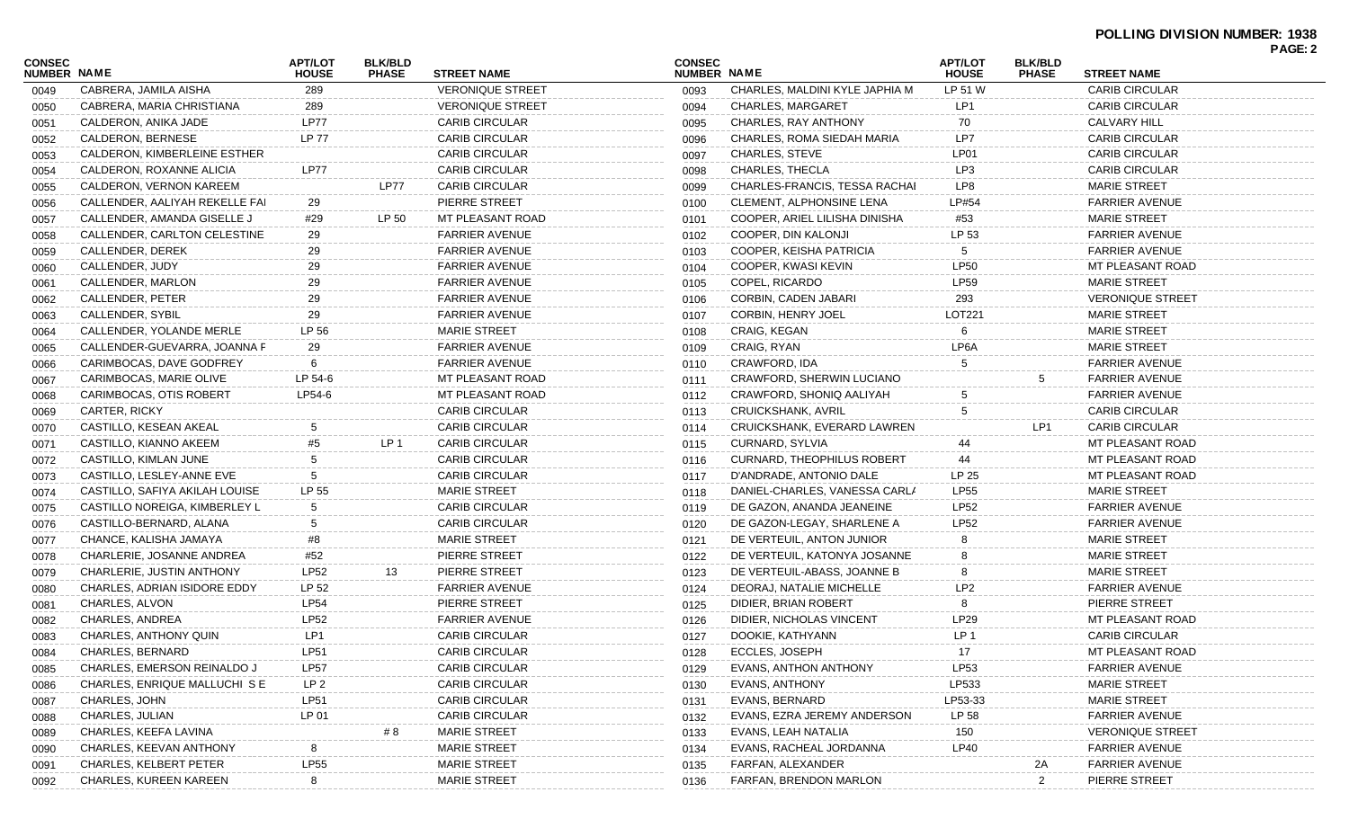**POLLING DIVISION NUMBER: 1938**

| CONSEC NUMBER | NAME | APT/LOT HOUSE | BLK/BLD PHASE | STREET NAME |
|---|---|---|---|---|
| 0049 | CABRERA, JAMILA AISHA | 289 | | VERONIQUE STREET |
| 0050 | CABRERA, MARIA CHRISTIANA | 289 | | VERONIQUE STREET |
| 0051 | CALDERON, ANIKA JADE | LP77 | | CARIB CIRCULAR |
| 0052 | CALDERON, BERNESE | LP 77 | | CARIB CIRCULAR |
| 0053 | CALDERON, KIMBERLEINE ESTHER | | | CARIB CIRCULAR |
| 0054 | CALDERON, ROXANNE ALICIA | LP77 | | CARIB CIRCULAR |
| 0055 | CALDERON, VERNON KAREEM | | LP77 | CARIB CIRCULAR |
| 0056 | CALLENDER, AALIYAH REKELLE FAI | 29 | | PIERRE STREET |
| 0057 | CALLENDER, AMANDA GISELLE J | #29 | LP 50 | MT PLEASANT ROAD |
| 0058 | CALLENDER, CARLTON CELESTINE | 29 | | FARRIER AVENUE |
| 0059 | CALLENDER, DEREK | 29 | | FARRIER AVENUE |
| 0060 | CALLENDER, JUDY | 29 | | FARRIER AVENUE |
| 0061 | CALLENDER, MARLON | 29 | | FARRIER AVENUE |
| 0062 | CALLENDER, PETER | 29 | | FARRIER AVENUE |
| 0063 | CALLENDER, SYBIL | 29 | | FARRIER AVENUE |
| 0064 | CALLENDER, YOLANDE MERLE | LP 56 | | MARIE STREET |
| 0065 | CALLENDER-GUEVARRA, JOANNA F | 29 | | FARRIER AVENUE |
| 0066 | CARIMBOCAS, DAVE GODFREY | 6 | | FARRIER AVENUE |
| 0067 | CARIMBOCAS, MARIE OLIVE | LP 54-6 | | MT PLEASANT ROAD |
| 0068 | CARIMBOCAS, OTIS ROBERT | LP54-6 | | MT PLEASANT ROAD |
| 0069 | CARTER, RICKY | | | CARIB CIRCULAR |
| 0070 | CASTILLO, KESEAN AKEAL | 5 | | CARIB CIRCULAR |
| 0071 | CASTILLO, KIANNO AKEEM | #5 | LP 1 | CARIB CIRCULAR |
| 0072 | CASTILLO, KIMLAN JUNE | 5 | | CARIB CIRCULAR |
| 0073 | CASTILLO, LESLEY-ANNE EVE | 5 | | CARIB CIRCULAR |
| 0074 | CASTILLO, SAFIYA AKILAH LOUISE | LP 55 | | MARIE STREET |
| 0075 | CASTILLO NOREIGA, KIMBERLEY L | 5 | | CARIB CIRCULAR |
| 0076 | CASTILLO-BERNARD, ALANA | 5 | | CARIB CIRCULAR |
| 0077 | CHANCE, KALISHA JAMAYA | #8 | | MARIE STREET |
| 0078 | CHARLERIE, JOSANNE ANDREA | #52 | | PIERRE STREET |
| 0079 | CHARLERIE, JUSTIN ANTHONY | LP52 | 13 | PIERRE STREET |
| 0080 | CHARLES, ADRIAN ISIDORE EDDY | LP 52 | | FARRIER AVENUE |
| 0081 | CHARLES, ALVON | LP54 | | PIERRE STREET |
| 0082 | CHARLES, ANDREA | LP52 | | FARRIER AVENUE |
| 0083 | CHARLES, ANTHONY QUIN | LP1 | | CARIB CIRCULAR |
| 0084 | CHARLES, BERNARD | LP51 | | CARIB CIRCULAR |
| 0085 | CHARLES, EMERSON REINALDO J | LP57 | | CARIB CIRCULAR |
| 0086 | CHARLES, ENRIQUE MALLUCHI S E | LP 2 | | CARIB CIRCULAR |
| 0087 | CHARLES, JOHN | LP51 | | CARIB CIRCULAR |
| 0088 | CHARLES, JULIAN | LP 01 | | CARIB CIRCULAR |
| 0089 | CHARLES, KEEFA LAVINA | | # 8 | MARIE STREET |
| 0090 | CHARLES, KEEVAN ANTHONY | 8 | | MARIE STREET |
| 0091 | CHARLES, KELBERT PETER | LP55 | | MARIE STREET |
| 0092 | CHARLES, KUREEN KAREEN | 8 | | MARIE STREET |
| 0093 | CHARLES, MALDINI KYLE JAPHIA M | LP 51 W | | CARIB CIRCULAR |
| 0094 | CHARLES, MARGARET | LP1 | | CARIB CIRCULAR |
| 0095 | CHARLES, RAY ANTHONY | 70 | | CALVARY HILL |
| 0096 | CHARLES, ROMA SIEDAH MARIA | LP7 | | CARIB CIRCULAR |
| 0097 | CHARLES, STEVE | LP01 | | CARIB CIRCULAR |
| 0098 | CHARLES, THECLA | LP3 | | CARIB CIRCULAR |
| 0099 | CHARLES-FRANCIS, TESSA RACHAI | LP8 | | MARIE STREET |
| 0100 | CLEMENT, ALPHONSINE LENA | LP#54 | | FARRIER AVENUE |
| 0101 | COOPER, ARIEL LILISHA DINISHA | #53 | | MARIE STREET |
| 0102 | COOPER, DIN KALONJI | LP 53 | | FARRIER AVENUE |
| 0103 | COOPER, KEISHA PATRICIA | 5 | | FARRIER AVENUE |
| 0104 | COOPER, KWASI KEVIN | LP50 | | MT PLEASANT ROAD |
| 0105 | COPEL, RICARDO | LP59 | | MARIE STREET |
| 0106 | CORBIN, CADEN JABARI | 293 | | VERONIQUE STREET |
| 0107 | CORBIN, HENRY JOEL | LOT221 | | MARIE STREET |
| 0108 | CRAIG, KEGAN | 6 | | MARIE STREET |
| 0109 | CRAIG, RYAN | LP6A | | MARIE STREET |
| 0110 | CRAWFORD, IDA | 5 | | FARRIER AVENUE |
| 0111 | CRAWFORD, SHERWIN LUCIANO | | 5 | FARRIER AVENUE |
| 0112 | CRAWFORD, SHONIQ AALIYAH | 5 | | FARRIER AVENUE |
| 0113 | CRUICKSHANK, AVRIL | 5 | | CARIB CIRCULAR |
| 0114 | CRUICKSHANK, EVERARD LAWREN | | LP1 | CARIB CIRCULAR |
| 0115 | CURNARD, SYLVIA | 44 | | MT PLEASANT ROAD |
| 0116 | CURNARD, THEOPHILUS ROBERT | 44 | | MT PLEASANT ROAD |
| 0117 | D'ANDRADE, ANTONIO DALE | LP 25 | | MT PLEASANT ROAD |
| 0118 | DANIEL-CHARLES, VANESSA CARL/ | LP55 | | MARIE STREET |
| 0119 | DE GAZON, ANANDA JEANEINE | LP52 | | FARRIER AVENUE |
| 0120 | DE GAZON-LEGAY, SHARLENE A | LP52 | | FARRIER AVENUE |
| 0121 | DE VERTEUIL, ANTON JUNIOR | 8 | | MARIE STREET |
| 0122 | DE VERTEUIL, KATONYA JOSANNE | 8 | | MARIE STREET |
| 0123 | DE VERTEUIL-ABASS, JOANNE B | 8 | | MARIE STREET |
| 0124 | DEORAJ, NATALIE MICHELLE | LP2 | | FARRIER AVENUE |
| 0125 | DIDIER, BRIAN ROBERT | 8 | | PIERRE STREET |
| 0126 | DIDIER, NICHOLAS VINCENT | LP29 | | MT PLEASANT ROAD |
| 0127 | DOOKIE, KATHYANN | LP 1 | | CARIB CIRCULAR |
| 0128 | ECCLES, JOSEPH | 17 | | MT PLEASANT ROAD |
| 0129 | EVANS, ANTHON ANTHONY | LP53 | | FARRIER AVENUE |
| 0130 | EVANS, ANTHONY | LP533 | | MARIE STREET |
| 0131 | EVANS, BERNARD | LP53-33 | | MARIE STREET |
| 0132 | EVANS, EZRA JEREMY ANDERSON | LP 58 | | FARRIER AVENUE |
| 0133 | EVANS, LEAH NATALIA | 150 | | VERONIQUE STREET |
| 0134 | EVANS, RACHEAL JORDANNA | LP40 | | FARRIER AVENUE |
| 0135 | FARFAN, ALEXANDER | | 2A | FARRIER AVENUE |
| 0136 | FARFAN, BRENDON MARLON | | 2 | PIERRE STREET |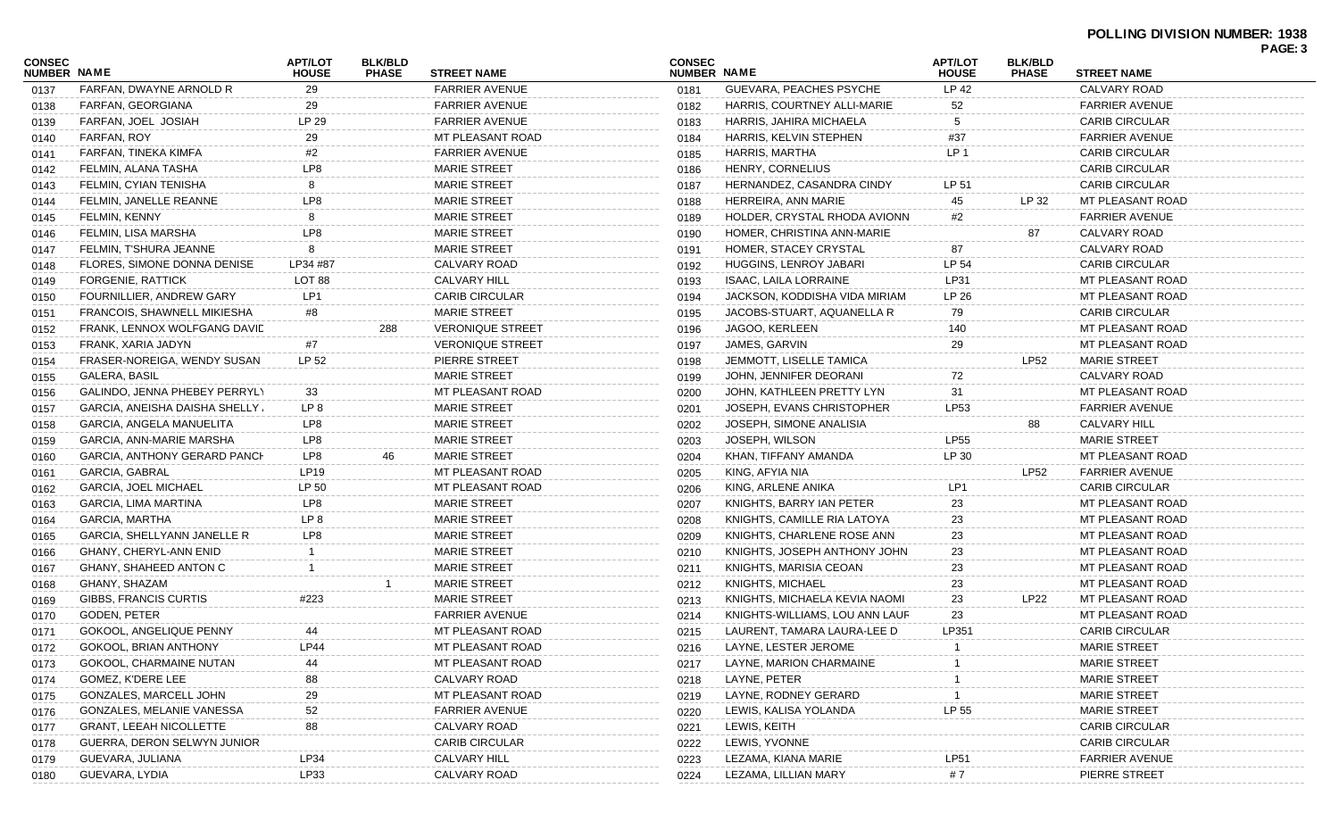**POLLING DIVISION NUMBER: 1938**

| CONSEC NUMBER | NAME | APT/LOT HOUSE | BLK/BLD PHASE | STREET NAME |
|---|---|---|---|---|
| 0137 | FARFAN, DWAYNE ARNOLD R | 29 | | FARRIER AVENUE |
| 0138 | FARFAN, GEORGIANA | 29 | | FARRIER AVENUE |
| 0139 | FARFAN, JOEL JOSIAH | LP 29 | | FARRIER AVENUE |
| 0140 | FARFAN, ROY | 29 | | MT PLEASANT ROAD |
| 0141 | FARFAN, TINEKA KIMFA | #2 | | FARRIER AVENUE |
| 0142 | FELMIN, ALANA TASHA | LP8 | | MARIE STREET |
| 0143 | FELMIN, CYIAN TENISHA | 8 | | MARIE STREET |
| 0144 | FELMIN, JANELLE REANNE | LP8 | | MARIE STREET |
| 0145 | FELMIN, KENNY | 8 | | MARIE STREET |
| 0146 | FELMIN, LISA MARSHA | LP8 | | MARIE STREET |
| 0147 | FELMIN, T'SHURA JEANNE | 8 | | MARIE STREET |
| 0148 | FLORES, SIMONE DONNA DENISE | LP34 #87 | | CALVARY ROAD |
| 0149 | FORGENIE, RATTICK | LOT 88 | | CALVARY HILL |
| 0150 | FOURNILLIER, ANDREW GARY | LP1 | | CARIB CIRCULAR |
| 0151 | FRANCOIS, SHAWNELL MIKIESHA | #8 | | MARIE STREET |
| 0152 | FRANK, LENNOX WOLFGANG DAVIL | | 288 | VERONIQUE STREET |
| 0153 | FRANK, XARIA JADYN | #7 | | VERONIQUE STREET |
| 0154 | FRASER-NOREIGA, WENDY SUSAN | LP 52 | | PIERRE STREET |
| 0155 | GALERA, BASIL | | | MARIE STREET |
| 0156 | GALINDO, JENNA PHEBEY PERRYL | 33 | | MT PLEASANT ROAD |
| 0157 | GARCIA, ANEISHA DAISHA SHELLY | LP 8 | | MARIE STREET |
| 0158 | GARCIA, ANGELA MANUELITA | LP8 | | MARIE STREET |
| 0159 | GARCIA, ANN-MARIE MARSHA | LP8 | | MARIE STREET |
| 0160 | GARCIA, ANTHONY GERARD PANCH | LP8 | 46 | MARIE STREET |
| 0161 | GARCIA, GABRAL | LP19 | | MT PLEASANT ROAD |
| 0162 | GARCIA, JOEL MICHAEL | LP 50 | | MT PLEASANT ROAD |
| 0163 | GARCIA, LIMA MARTINA | LP8 | | MARIE STREET |
| 0164 | GARCIA, MARTHA | LP 8 | | MARIE STREET |
| 0165 | GARCIA, SHELLYANN JANELLE R | LP8 | | MARIE STREET |
| 0166 | GHANY, CHERYL-ANN ENID | 1 | | MARIE STREET |
| 0167 | GHANY, SHAHEED ANTON C | 1 | | MARIE STREET |
| 0168 | GHANY, SHAZAM | | 1 | MARIE STREET |
| 0169 | GIBBS, FRANCIS CURTIS | #223 | | MARIE STREET |
| 0170 | GODEN, PETER | | | FARRIER AVENUE |
| 0171 | GOKOOL, ANGELIQUE PENNY | 44 | | MT PLEASANT ROAD |
| 0172 | GOKOOL, BRIAN ANTHONY | LP44 | | MT PLEASANT ROAD |
| 0173 | GOKOOL, CHARMAINE NUTAN | 44 | | MT PLEASANT ROAD |
| 0174 | GOMEZ, K'DERE LEE | 88 | | CALVARY ROAD |
| 0175 | GONZALES, MARCELL JOHN | 29 | | MT PLEASANT ROAD |
| 0176 | GONZALES, MELANIE VANESSA | 52 | | FARRIER AVENUE |
| 0177 | GRANT, LEEAH NICOLLETTE | 88 | | CALVARY ROAD |
| 0178 | GUERRA, DERON SELWYN JUNIOR | | | CARIB CIRCULAR |
| 0179 | GUEVARA, JULIANA | LP34 | | CALVARY HILL |
| 0180 | GUEVARA, LYDIA | LP33 | | CALVARY ROAD |
| 0181 | GUEVARA, PEACHES PSYCHE | LP 42 | | CALVARY ROAD |
| 0182 | HARRIS, COURTNEY ALLI-MARIE | 52 | | FARRIER AVENUE |
| 0183 | HARRIS, JAHIRA MICHAELA | 5 | | CARIB CIRCULAR |
| 0184 | HARRIS, KELVIN STEPHEN | #37 | | FARRIER AVENUE |
| 0185 | HARRIS, MARTHA | LP 1 | | CARIB CIRCULAR |
| 0186 | HENRY, CORNELIUS | | | CARIB CIRCULAR |
| 0187 | HERNANDEZ, CASANDRA CINDY | LP 51 | | CARIB CIRCULAR |
| 0188 | HERREIRA, ANN MARIE | 45 | LP 32 | MT PLEASANT ROAD |
| 0189 | HOLDER, CRYSTAL RHODA AVIONN | #2 | | FARRIER AVENUE |
| 0190 | HOMER, CHRISTINA ANN-MARIE | | 87 | CALVARY ROAD |
| 0191 | HOMER, STACEY CRYSTAL | 87 | | CALVARY ROAD |
| 0192 | HUGGINS, LENROY JABARI | LP 54 | | CARIB CIRCULAR |
| 0193 | ISAAC, LAILA LORRAINE | LP31 | | MT PLEASANT ROAD |
| 0194 | JACKSON, KODDISHA VIDA MIRIAM | LP 26 | | MT PLEASANT ROAD |
| 0195 | JACOBS-STUART, AQUANELLA R | 79 | | CARIB CIRCULAR |
| 0196 | JAGOO, KERLEEN | 140 | | MT PLEASANT ROAD |
| 0197 | JAMES, GARVIN | 29 | | MT PLEASANT ROAD |
| 0198 | JEMMOTT, LISELLE TAMICA | | LP52 | MARIE STREET |
| 0199 | JOHN, JENNIFER DEORANI | 72 | | CALVARY ROAD |
| 0200 | JOHN, KATHLEEN PRETTY LYN | 31 | | MT PLEASANT ROAD |
| 0201 | JOSEPH, EVANS CHRISTOPHER | LP53 | | FARRIER AVENUE |
| 0202 | JOSEPH, SIMONE ANALISIA | | 88 | CALVARY HILL |
| 0203 | JOSEPH, WILSON | LP55 | | MARIE STREET |
| 0204 | KHAN, TIFFANY AMANDA | LP 30 | | MT PLEASANT ROAD |
| 0205 | KING, AFYIA NIA | | LP52 | FARRIER AVENUE |
| 0206 | KING, ARLENE ANIKA | LP1 | | CARIB CIRCULAR |
| 0207 | KNIGHTS, BARRY IAN PETER | 23 | | MT PLEASANT ROAD |
| 0208 | KNIGHTS, CAMILLE RIA LATOYA | 23 | | MT PLEASANT ROAD |
| 0209 | KNIGHTS, CHARLENE ROSE ANN | 23 | | MT PLEASANT ROAD |
| 0210 | KNIGHTS, JOSEPH ANTHONY JOHN | 23 | | MT PLEASANT ROAD |
| 0211 | KNIGHTS, MARISIA CEOAN | 23 | | MT PLEASANT ROAD |
| 0212 | KNIGHTS, MICHAEL | 23 | | MT PLEASANT ROAD |
| 0213 | KNIGHTS, MICHAELA KEVIA NAOMI | 23 | LP22 | MT PLEASANT ROAD |
| 0214 | KNIGHTS-WILLIAMS, LOU ANN LAUF | 23 | | MT PLEASANT ROAD |
| 0215 | LAURENT, TAMARA LAURA-LEE D | LP351 | | CARIB CIRCULAR |
| 0216 | LAYNE, LESTER JEROME | 1 | | MARIE STREET |
| 0217 | LAYNE, MARION CHARMAINE | 1 | | MARIE STREET |
| 0218 | LAYNE, PETER | 1 | | MARIE STREET |
| 0219 | LAYNE, RODNEY GERARD | 1 | | MARIE STREET |
| 0220 | LEWIS, KALISA YOLANDA | LP 55 | | MARIE STREET |
| 0221 | LEWIS, KEITH | | | CARIB CIRCULAR |
| 0222 | LEWIS, YVONNE | | | CARIB CIRCULAR |
| 0223 | LEZAMA, KIANA MARIE | LP51 | | FARRIER AVENUE |
| 0224 | LEZAMA, LILLIAN MARY | # 7 | | PIERRE STREET |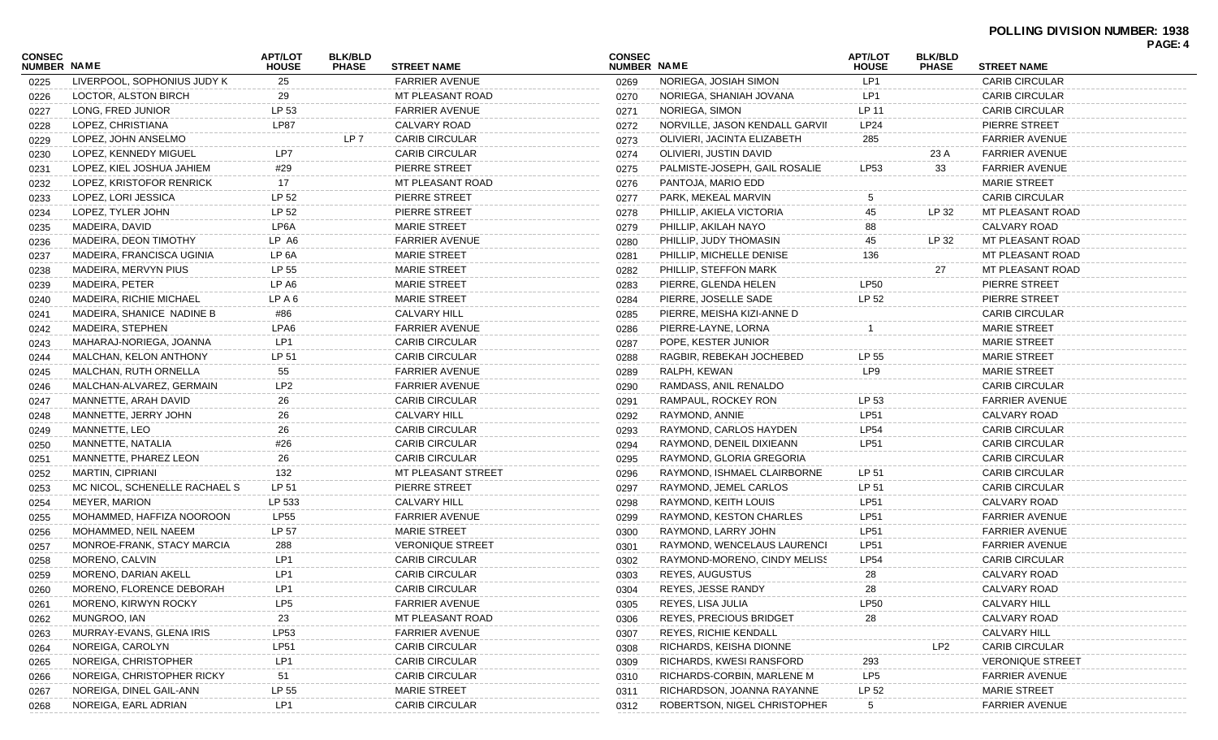**POLLING DIVISION NUMBER: 1938**

| CONSEC NUMBER | NAME | APT/LOT HOUSE | BLK/BLD PHASE | STREET NAME |
|---|---|---|---|---|
| 0225 | LIVERPOOL, SOPHONIUS JUDY K | 25 | | FARRIER AVENUE |
| 0226 | LOCTOR, ALSTON BIRCH | 29 | | MT PLEASANT ROAD |
| 0227 | LONG, FRED JUNIOR | LP 53 | | FARRIER AVENUE |
| 0228 | LOPEZ, CHRISTIANA | LP87 | | CALVARY ROAD |
| 0229 | LOPEZ, JOHN ANSELMO | | LP 7 | CARIB CIRCULAR |
| 0230 | LOPEZ, KENNEDY MIGUEL | LP7 | | CARIB CIRCULAR |
| 0231 | LOPEZ, KIEL JOSHUA JAHIEM | #29 | | PIERRE STREET |
| 0232 | LOPEZ, KRISTOFOR RENRICK | 17 | | MT PLEASANT ROAD |
| 0233 | LOPEZ, LORI JESSICA | LP 52 | | PIERRE STREET |
| 0234 | LOPEZ, TYLER JOHN | LP 52 | | PIERRE STREET |
| 0235 | MADEIRA, DAVID | LP6A | | MARIE STREET |
| 0236 | MADEIRA, DEON TIMOTHY | LP A6 | | FARRIER AVENUE |
| 0237 | MADEIRA, FRANCISCA UGINIA | LP 6A | | MARIE STREET |
| 0238 | MADEIRA, MERVYN PIUS | LP 55 | | MARIE STREET |
| 0239 | MADEIRA, PETER | LP A6 | | MARIE STREET |
| 0240 | MADEIRA, RICHIE MICHAEL | LP A 6 | | MARIE STREET |
| 0241 | MADEIRA, SHANICE NADINE B | #86 | | CALVARY HILL |
| 0242 | MADEIRA, STEPHEN | LPA6 | | FARRIER AVENUE |
| 0243 | MAHARAJ-NORIEGA, JOANNA | LP1 | | CARIB CIRCULAR |
| 0244 | MALCHAN, KELON ANTHONY | LP 51 | | CARIB CIRCULAR |
| 0245 | MALCHAN, RUTH ORNELLA | 55 | | FARRIER AVENUE |
| 0246 | MALCHAN-ALVAREZ, GERMAIN | LP2 | | FARRIER AVENUE |
| 0247 | MANNETTE, ARAH DAVID | 26 | | CARIB CIRCULAR |
| 0248 | MANNETTE, JERRY JOHN | 26 | | CALVARY HILL |
| 0249 | MANNETTE, LEO | 26 | | CARIB CIRCULAR |
| 0250 | MANNETTE, NATALIA | #26 | | CARIB CIRCULAR |
| 0251 | MANNETTE, PHAREZ LEON | 26 | | CARIB CIRCULAR |
| 0252 | MARTIN, CIPRIANI | 132 | | MT PLEASANT STREET |
| 0253 | MC NICOL, SCHENELLE RACHAEL S | LP 51 | | PIERRE STREET |
| 0254 | MEYER, MARION | LP 533 | | CALVARY HILL |
| 0255 | MOHAMMED, HAFFIZA NOOROON | LP55 | | FARRIER AVENUE |
| 0256 | MOHAMMED, NEIL NAEEM | LP 57 | | MARIE STREET |
| 0257 | MONROE-FRANK, STACY MARCIA | 288 | | VERONIQUE STREET |
| 0258 | MORENO, CALVIN | LP1 | | CARIB CIRCULAR |
| 0259 | MORENO, DARIAN AKELL | LP1 | | CARIB CIRCULAR |
| 0260 | MORENO, FLORENCE DEBORAH | LP1 | | CARIB CIRCULAR |
| 0261 | MORENO, KIRWYN ROCKY | LP5 | | FARRIER AVENUE |
| 0262 | MUNGROO, IAN | 23 | | MT PLEASANT ROAD |
| 0263 | MURRAY-EVANS, GLENA IRIS | LP53 | | FARRIER AVENUE |
| 0264 | NOREIGA, CAROLYN | LP51 | | CARIB CIRCULAR |
| 0265 | NOREIGA, CHRISTOPHER | LP1 | | CARIB CIRCULAR |
| 0266 | NOREIGA, CHRISTOPHER RICKY | 51 | | CARIB CIRCULAR |
| 0267 | NOREIGA, DINEL GAIL-ANN | LP 55 | | MARIE STREET |
| 0268 | NOREIGA, EARL ADRIAN | LP1 | | CARIB CIRCULAR |
| 0269 | NORIEGA, JOSIAH SIMON | LP1 | | CARIB CIRCULAR |
| 0270 | NORIEGA, SHANIAH JOVANA | LP1 | | CARIB CIRCULAR |
| 0271 | NORIEGA, SIMON | LP 11 | | CARIB CIRCULAR |
| 0272 | NORVILLE, JASON KENDALL GARVII | LP24 | | PIERRE STREET |
| 0273 | OLIVIERI, JACINTA ELIZABETH | 285 | | FARRIER AVENUE |
| 0274 | OLIVIERI, JUSTIN DAVID | | 23 A | FARRIER AVENUE |
| 0275 | PALMISTE-JOSEPH, GAIL ROSALIE | LP53 | 33 | FARRIER AVENUE |
| 0276 | PANTOJA, MARIO EDD | | | MARIE STREET |
| 0277 | PARK, MEKEAL MARVIN | 5 | | CARIB CIRCULAR |
| 0278 | PHILLIP, AKIELA VICTORIA | 45 | LP 32 | MT PLEASANT ROAD |
| 0279 | PHILLIP, AKILAH NAYO | 88 | | CALVARY ROAD |
| 0280 | PHILLIP, JUDY THOMASIN | 45 | LP 32 | MT PLEASANT ROAD |
| 0281 | PHILLIP, MICHELLE DENISE | 136 | | MT PLEASANT ROAD |
| 0282 | PHILLIP, STEFFON MARK | | 27 | MT PLEASANT ROAD |
| 0283 | PIERRE, GLENDA HELEN | LP50 | | PIERRE STREET |
| 0284 | PIERRE, JOSELLE SADE | LP 52 | | PIERRE STREET |
| 0285 | PIERRE, MEISHA KIZI-ANNE D | | | CARIB CIRCULAR |
| 0286 | PIERRE-LAYNE, LORNA | 1 | | MARIE STREET |
| 0287 | POPE, KESTER JUNIOR | | | MARIE STREET |
| 0288 | RAGBIR, REBEKAH JOCHEBED | LP 55 | | MARIE STREET |
| 0289 | RALPH, KEWAN | LP9 | | MARIE STREET |
| 0290 | RAMDASS, ANIL RENALDO | | | CARIB CIRCULAR |
| 0291 | RAMPAUL, ROCKEY RON | LP 53 | | FARRIER AVENUE |
| 0292 | RAYMOND, ANNIE | LP51 | | CALVARY ROAD |
| 0293 | RAYMOND, CARLOS HAYDEN | LP54 | | CARIB CIRCULAR |
| 0294 | RAYMOND, DENEIL DIXIEANN | LP51 | | CARIB CIRCULAR |
| 0295 | RAYMOND, GLORIA GREGORIA | | | CARIB CIRCULAR |
| 0296 | RAYMOND, ISHMAEL CLAIRBORNE | LP 51 | | CARIB CIRCULAR |
| 0297 | RAYMOND, JEMEL CARLOS | LP 51 | | CARIB CIRCULAR |
| 0298 | RAYMOND, KEITH LOUIS | LP51 | | CALVARY ROAD |
| 0299 | RAYMOND, KESTON CHARLES | LP51 | | FARRIER AVENUE |
| 0300 | RAYMOND, LARRY JOHN | LP51 | | FARRIER AVENUE |
| 0301 | RAYMOND, WENCELAUS LAURENCI | LP51 | | FARRIER AVENUE |
| 0302 | RAYMOND-MORENO, CINDY MELISS | LP54 | | CARIB CIRCULAR |
| 0303 | REYES, AUGUSTUS | 28 | | CALVARY ROAD |
| 0304 | REYES, JESSE RANDY | 28 | | CALVARY ROAD |
| 0305 | REYES, LISA JULIA | LP50 | | CALVARY HILL |
| 0306 | REYES, PRECIOUS BRIDGET | 28 | | CALVARY ROAD |
| 0307 | REYES, RICHIE KENDALL | | | CALVARY HILL |
| 0308 | RICHARDS, KEISHA DIONNE | | LP2 | CARIB CIRCULAR |
| 0309 | RICHARDS, KWESI RANSFORD | 293 | | VERONIQUE STREET |
| 0310 | RICHARDS-CORBIN, MARLENE M | LP5 | | FARRIER AVENUE |
| 0311 | RICHARDSON, JOANNA RAYANNE | LP 52 | | MARIE STREET |
| 0312 | ROBERTSON, NIGEL CHRISTOPHER | 5 | | FARRIER AVENUE |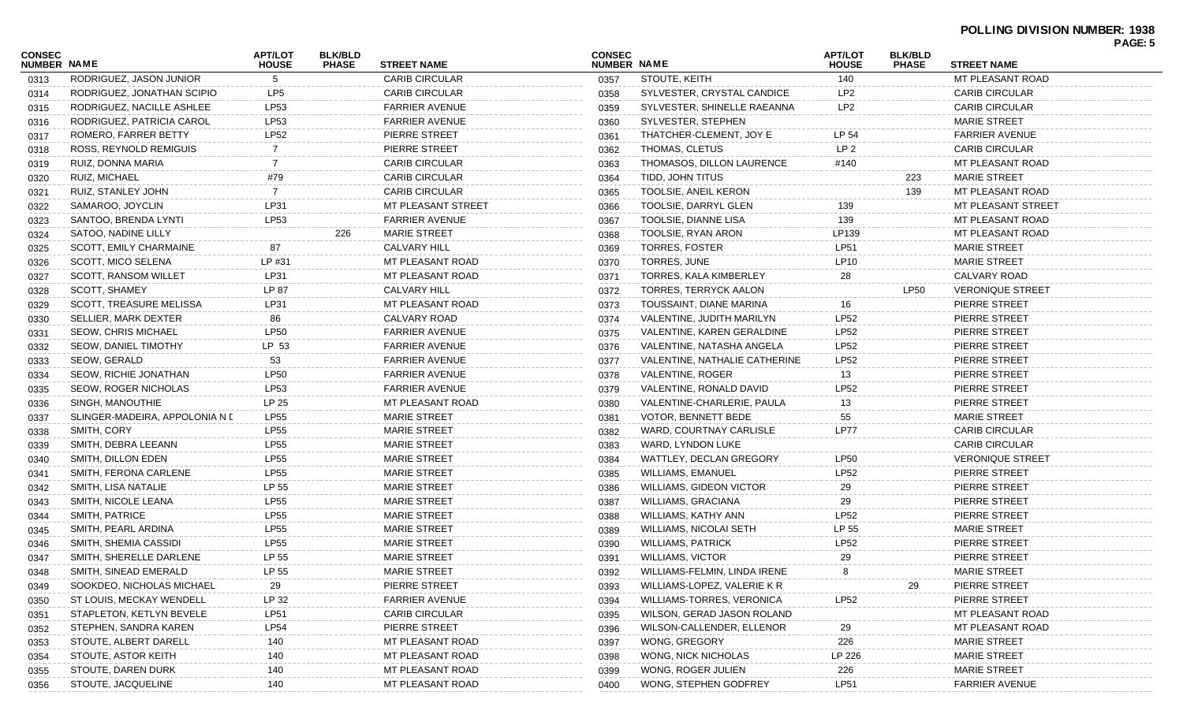**POLLING DIVISION NUMBER: 1938**

| CONSEC NUMBER | NAME | APT/LOT HOUSE | BLK/BLD PHASE | STREET NAME |
|---|---|---|---|---|
| 0313 | RODRIGUEZ, JASON JUNIOR | 5 | | CARIB CIRCULAR |
| 0314 | RODRIGUEZ, JONATHAN SCIPIO | LP5 | | CARIB CIRCULAR |
| 0315 | RODRIGUEZ, NACILLE ASHLEE | LP53 | | FARRIER AVENUE |
| 0316 | RODRIGUEZ, PATRICIA CAROL | LP53 | | FARRIER AVENUE |
| 0317 | ROMERO, FARRER BETTY | LP52 | | PIERRE STREET |
| 0318 | ROSS, REYNOLD REMIGUIS | 7 | | PIERRE STREET |
| 0319 | RUIZ, DONNA MARIA | 7 | | CARIB CIRCULAR |
| 0320 | RUIZ, MICHAEL | #79 | | CARIB CIRCULAR |
| 0321 | RUIZ, STANLEY JOHN | 7 | | CARIB CIRCULAR |
| 0322 | SAMAROO, JOYCLIN | LP31 | | MT PLEASANT STREET |
| 0323 | SANTOO, BRENDA LYNTI | LP53 | | FARRIER AVENUE |
| 0324 | SATOO, NADINE LILLY | | 226 | MARIE STREET |
| 0325 | SCOTT, EMILY CHARMAINE | 87 | | CALVARY HILL |
| 0326 | SCOTT, MICO SELENA | LP #31 | | MT PLEASANT ROAD |
| 0327 | SCOTT, RANSOM WILLET | LP31 | | MT PLEASANT ROAD |
| 0328 | SCOTT, SHAMEY | LP 87 | | CALVARY HILL |
| 0329 | SCOTT, TREASURE MELISSA | LP31 | | MT PLEASANT ROAD |
| 0330 | SELLIER, MARK DEXTER | 86 | | CALVARY ROAD |
| 0331 | SEOW, CHRIS MICHAEL | LP50 | | FARRIER AVENUE |
| 0332 | SEOW, DANIEL TIMOTHY | LP 53 | | FARRIER AVENUE |
| 0333 | SEOW, GERALD | 53 | | FARRIER AVENUE |
| 0334 | SEOW, RICHIE JONATHAN | LP50 | | FARRIER AVENUE |
| 0335 | SEOW, ROGER NICHOLAS | LP53 | | FARRIER AVENUE |
| 0336 | SINGH, MANOUTHIE | LP 25 | | MT PLEASANT ROAD |
| 0337 | SLINGER-MADEIRA, APPOLONIA N I | LP55 | | MARIE STREET |
| 0338 | SMITH, CORY | LP55 | | MARIE STREET |
| 0339 | SMITH, DEBRA LEEANN | LP55 | | MARIE STREET |
| 0340 | SMITH, DILLON EDEN | LP55 | | MARIE STREET |
| 0341 | SMITH, FERONA CARLENE | LP55 | | MARIE STREET |
| 0342 | SMITH, LISA NATALIE | LP 55 | | MARIE STREET |
| 0343 | SMITH, NICOLE LEANA | LP55 | | MARIE STREET |
| 0344 | SMITH, PATRICE | LP55 | | MARIE STREET |
| 0345 | SMITH, PEARL ARDINA | LP55 | | MARIE STREET |
| 0346 | SMITH, SHEMIA CASSIDI | LP55 | | MARIE STREET |
| 0347 | SMITH, SHERELLE DARLENE | LP 55 | | MARIE STREET |
| 0348 | SMITH, SINEAD EMERALD | LP 55 | | MARIE STREET |
| 0349 | SOOKDEO, NICHOLAS MICHAEL | 29 | | PIERRE STREET |
| 0350 | ST LOUIS, MECKAY WENDELL | LP 32 | | FARRIER AVENUE |
| 0351 | STAPLETON, KETLYN BEVELE | LP51 | | CARIB CIRCULAR |
| 0352 | STEPHEN, SANDRA KAREN | LP54 | | PIERRE STREET |
| 0353 | STOUTE, ALBERT DARELL | 140 | | MT PLEASANT ROAD |
| 0354 | STOUTE, ASTOR KEITH | 140 | | MT PLEASANT ROAD |
| 0355 | STOUTE, DAREN DURK | 140 | | MT PLEASANT ROAD |
| 0356 | STOUTE, JACQUELINE | 140 | | MT PLEASANT ROAD |
| 0357 | STOUTE, KEITH | 140 | | MT PLEASANT ROAD |
| 0358 | SYLVESTER, CRYSTAL CANDICE | LP2 | | CARIB CIRCULAR |
| 0359 | SYLVESTER, SHINELLE RAEANNA | LP2 | | CARIB CIRCULAR |
| 0360 | SYLVESTER, STEPHEN | | | MARIE STREET |
| 0361 | THATCHER-CLEMENT, JOY E | LP 54 | | FARRIER AVENUE |
| 0362 | THOMAS, CLETUS | LP 2 | | CARIB CIRCULAR |
| 0363 | THOMASOS, DILLON LAURENCE | #140 | | MT PLEASANT ROAD |
| 0364 | TIDD, JOHN TITUS | | 223 | MARIE STREET |
| 0365 | TOOLSIE, ANEIL KERON | | 139 | MT PLEASANT ROAD |
| 0366 | TOOLSIE, DARRYL GLEN | 139 | | MT PLEASANT STREET |
| 0367 | TOOLSIE, DIANNE LISA | 139 | | MT PLEASANT ROAD |
| 0368 | TOOLSIE, RYAN ARON | LP139 | | MT PLEASANT ROAD |
| 0369 | TORRES, FOSTER | LP51 | | MARIE STREET |
| 0370 | TORRES, JUNE | LP10 | | MARIE STREET |
| 0371 | TORRES, KALA KIMBERLEY | 28 | | CALVARY ROAD |
| 0372 | TORRES, TERRYCK AALON | | LP50 | VERONIQUE STREET |
| 0373 | TOUSSAINT, DIANE MARINA | 16 | | PIERRE STREET |
| 0374 | VALENTINE, JUDITH MARILYN | LP52 | | PIERRE STREET |
| 0375 | VALENTINE, KAREN GERALDINE | LP52 | | PIERRE STREET |
| 0376 | VALENTINE, NATASHA ANGELA | LP52 | | PIERRE STREET |
| 0377 | VALENTINE, NATHALIE CATHERINE | LP52 | | PIERRE STREET |
| 0378 | VALENTINE, ROGER | 13 | | PIERRE STREET |
| 0379 | VALENTINE, RONALD DAVID | LP52 | | PIERRE STREET |
| 0380 | VALENTINE-CHARLERIE, PAULA | 13 | | PIERRE STREET |
| 0381 | VOTOR, BENNETT BEDE | 55 | | MARIE STREET |
| 0382 | WARD, COURTNAY CARLISLE | LP77 | | CARIB CIRCULAR |
| 0383 | WARD, LYNDON LUKE | | | CARIB CIRCULAR |
| 0384 | WATTLEY, DECLAN GREGORY | LP50 | | VERONIQUE STREET |
| 0385 | WILLIAMS, EMANUEL | LP52 | | PIERRE STREET |
| 0386 | WILLIAMS, GIDEON VICTOR | 29 | | PIERRE STREET |
| 0387 | WILLIAMS, GRACIANA | 29 | | PIERRE STREET |
| 0388 | WILLIAMS, KATHY ANN | LP52 | | PIERRE STREET |
| 0389 | WILLIAMS, NICOLAI SETH | LP 55 | | MARIE STREET |
| 0390 | WILLIAMS, PATRICK | LP52 | | PIERRE STREET |
| 0391 | WILLIAMS, VICTOR | 29 | | PIERRE STREET |
| 0392 | WILLIAMS-FELMIN, LINDA IRENE | 8 | | MARIE STREET |
| 0393 | WILLIAMS-LOPEZ, VALERIE K R | | 29 | PIERRE STREET |
| 0394 | WILLIAMS-TORRES, VERONICA | LP52 | | PIERRE STREET |
| 0395 | WILSON, GERAD JASON ROLAND | | | MT PLEASANT ROAD |
| 0396 | WILSON-CALLENDER, ELLENOR | 29 | | MT PLEASANT ROAD |
| 0397 | WONG, GREGORY | 226 | | MARIE STREET |
| 0398 | WONG, NICK NICHOLAS | LP 226 | | MARIE STREET |
| 0399 | WONG, ROGER JULIEN | 226 | | MARIE STREET |
| 0400 | WONG, STEPHEN GODFREY | LP51 | | FARRIER AVENUE |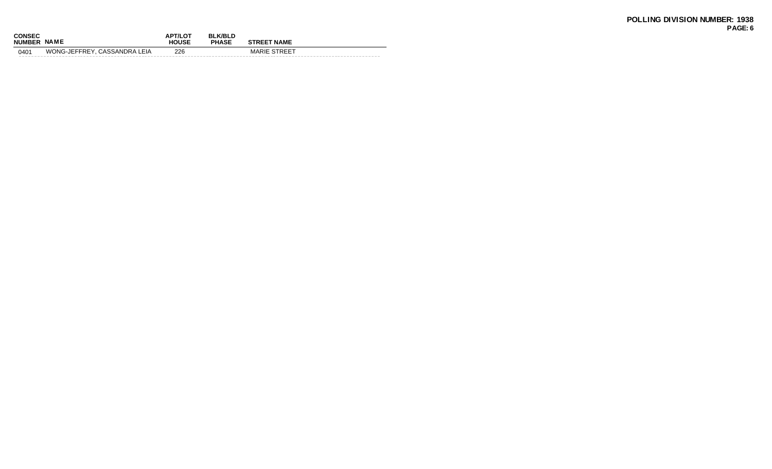**POLLING DIVISION NUMBER: 1938**

| CONSEC NUMBER | NAME | APT/LOT HOUSE | BLK/BLD PHASE | STREET NAME |
| --- | --- | --- | --- | --- |
| 0401 | WONG-JEFFREY, CASSANDRA LEIA | 226 | | MARIE STREET |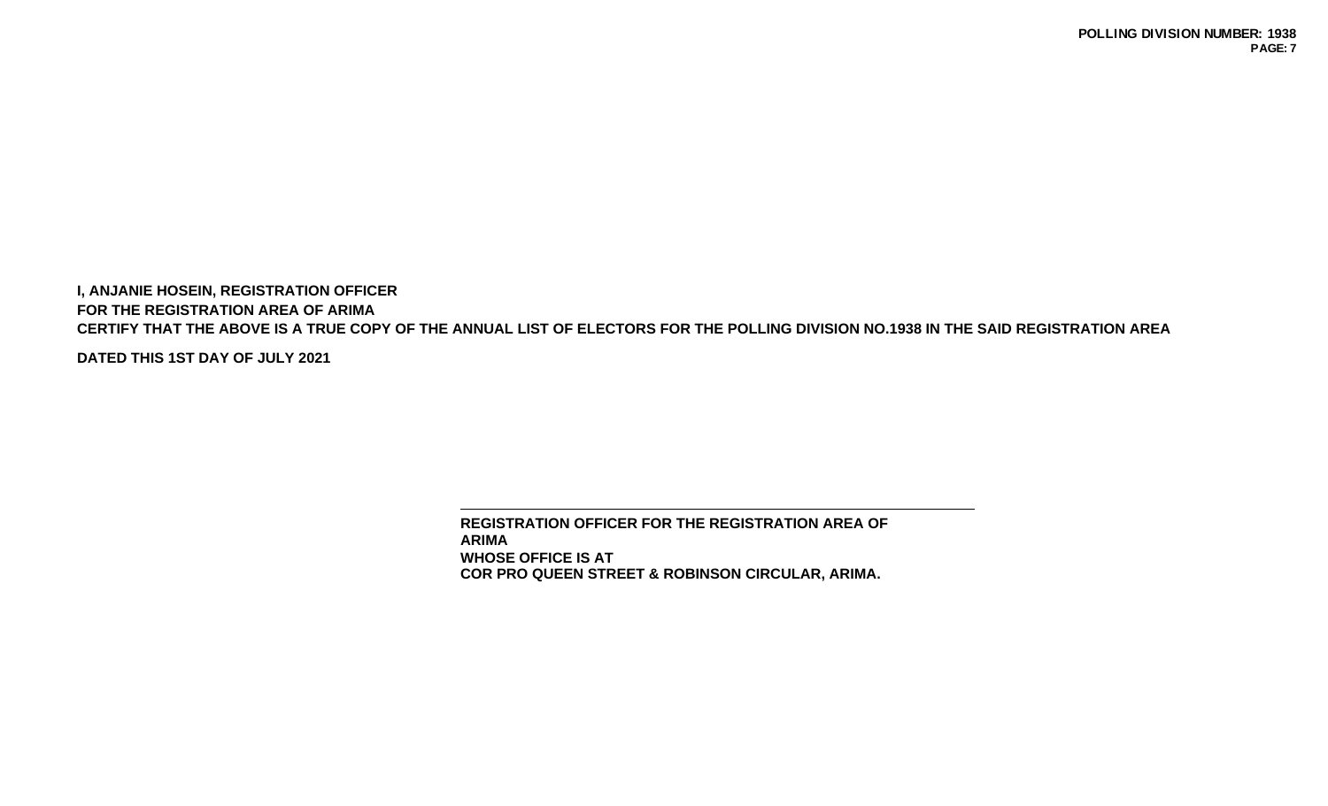**I, ANJANIE HOSEIN, REGISTRATION OFFICER**
**FOR THE REGISTRATION AREA OF ARIMA**
**CERTIFY THAT THE ABOVE IS A TRUE COPY OF THE ANNUAL LIST OF ELECTORS FOR THE POLLING DIVISION NO.1938 IN THE SAID REGISTRATION AREA**

**DATED THIS 1ST DAY OF JULY 2021**

---

**REGISTRATION OFFICER FOR THE REGISTRATION AREA OF ARIMA**
**WHOSE OFFICE IS AT**
**COR PRO QUEEN STREET & ROBINSON CIRCULAR, ARIMA.**